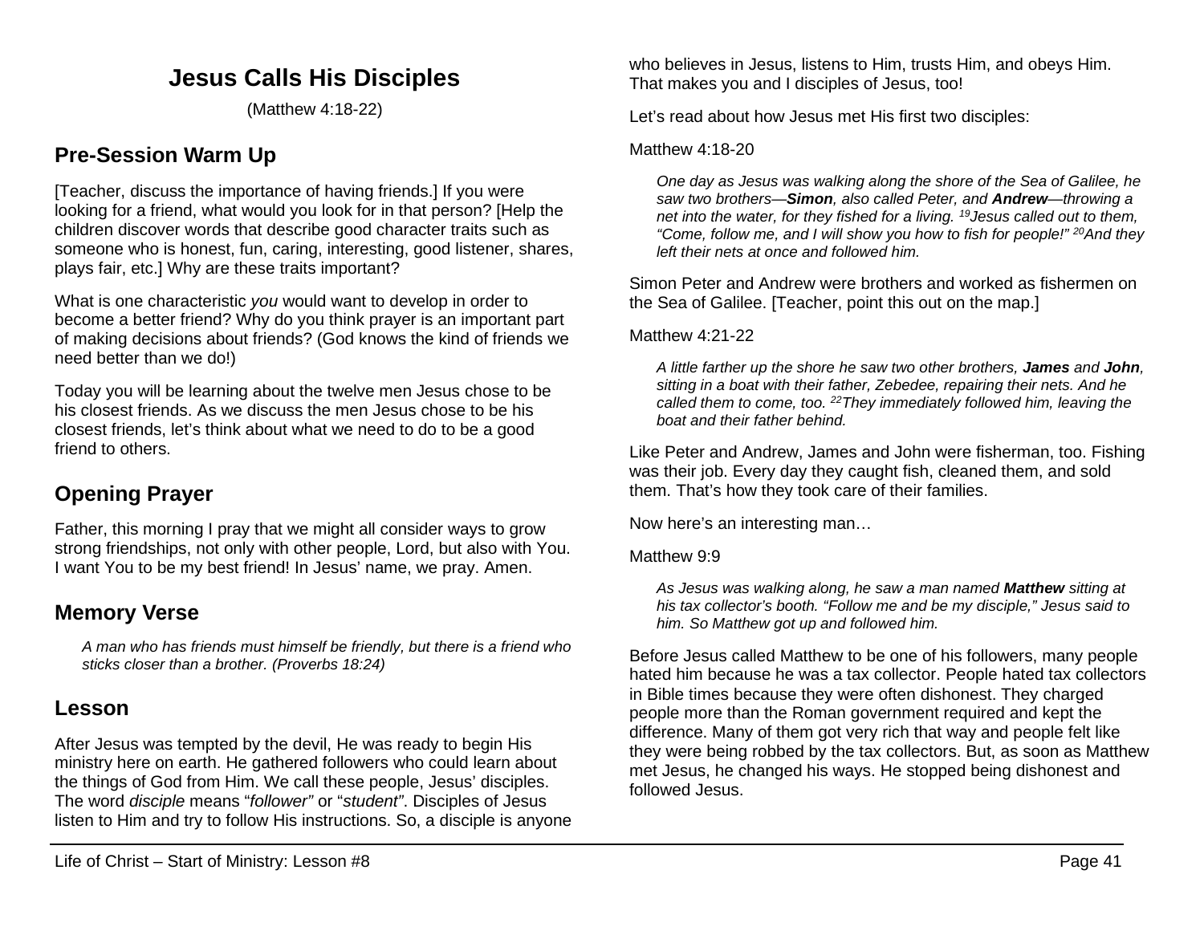# Jesus Calls His Disciples

(Matthew 4:18-22)

## Pre-Session Warm Up

[Teacher, discuss the importance of having friends.] If you were looking for a friend, what would you look for in that person? [Help the children discover words that describe good character traits such as someone who is honest, fun, caring, interesting, good listener, shares, plays fair, etc.] Why are these traits important?

What is one characteristic *you* would want to develop in order to become a better friend? Why do you think prayer is an important part of making decisions about friends? (God knows the kind of friends we need better than we do!)

Today you will be learning about the twelve men Jesus chose to be his closest friends. As we discuss the men Jesus chose to be his closest friends, let's think about what we need to do to be a good friend to others.

## Opening Prayer

Father, this morning I pray that we might all consider ways to grow strong friendships, not only with other people, Lord, but also with You. I want You to be my best friend! In Jesus' name, we pray. Amen.

## Memory Verse

> *A man who has friends must himself be friendly, but there is a friend who sticks closer than a brother. (Proverbs 18:24)*

## Lesson

After Jesus was tempted by the devil, He was ready to begin His ministry here on earth. He gathered followers who could learn about the things of God from Him. We call these people, Jesus' disciples. The word *disciple* means "*follower"* or "*student"*. Disciples of Jesus listen to Him and try to follow His instructions. So, a disciple is anyone who believes in Jesus, listens to Him, trusts Him, and obeys Him. That makes you and I disciples of Jesus, too!

Let's read about how Jesus met His first two disciples:

Matthew 4:18-20

> *One day as Jesus was walking along the shore of the Sea of Galilee, he saw two brothers—**Simon**, also called Peter, and **Andrew**—throwing a net into the water, for they fished for a living. [19]Jesus called out to them, "Come, follow me, and I will show you how to fish for people!" [20]And they left their nets at once and followed him.*

Simon Peter and Andrew were brothers and worked as fishermen on the Sea of Galilee. [Teacher, point this out on the map.]

Matthew 4:21-22

> *A little farther up the shore he saw two other brothers, **James** and **John**, sitting in a boat with their father, Zebedee, repairing their nets. And he called them to come, too. [22]They immediately followed him, leaving the boat and their father behind.*

Like Peter and Andrew, James and John were fisherman, too. Fishing was their job. Every day they caught fish, cleaned them, and sold them. That's how they took care of their families.

Now here's an interesting man…

Matthew 9:9

> *As Jesus was walking along, he saw a man named **Matthew** sitting at his tax collector's booth. "Follow me and be my disciple," Jesus said to him. So Matthew got up and followed him.*

Before Jesus called Matthew to be one of his followers, many people hated him because he was a tax collector. People hated tax collectors in Bible times because they were often dishonest. They charged people more than the Roman government required and kept the difference. Many of them got very rich that way and people felt like they were being robbed by the tax collectors. But, as soon as Matthew met Jesus, he changed his ways. He stopped being dishonest and followed Jesus.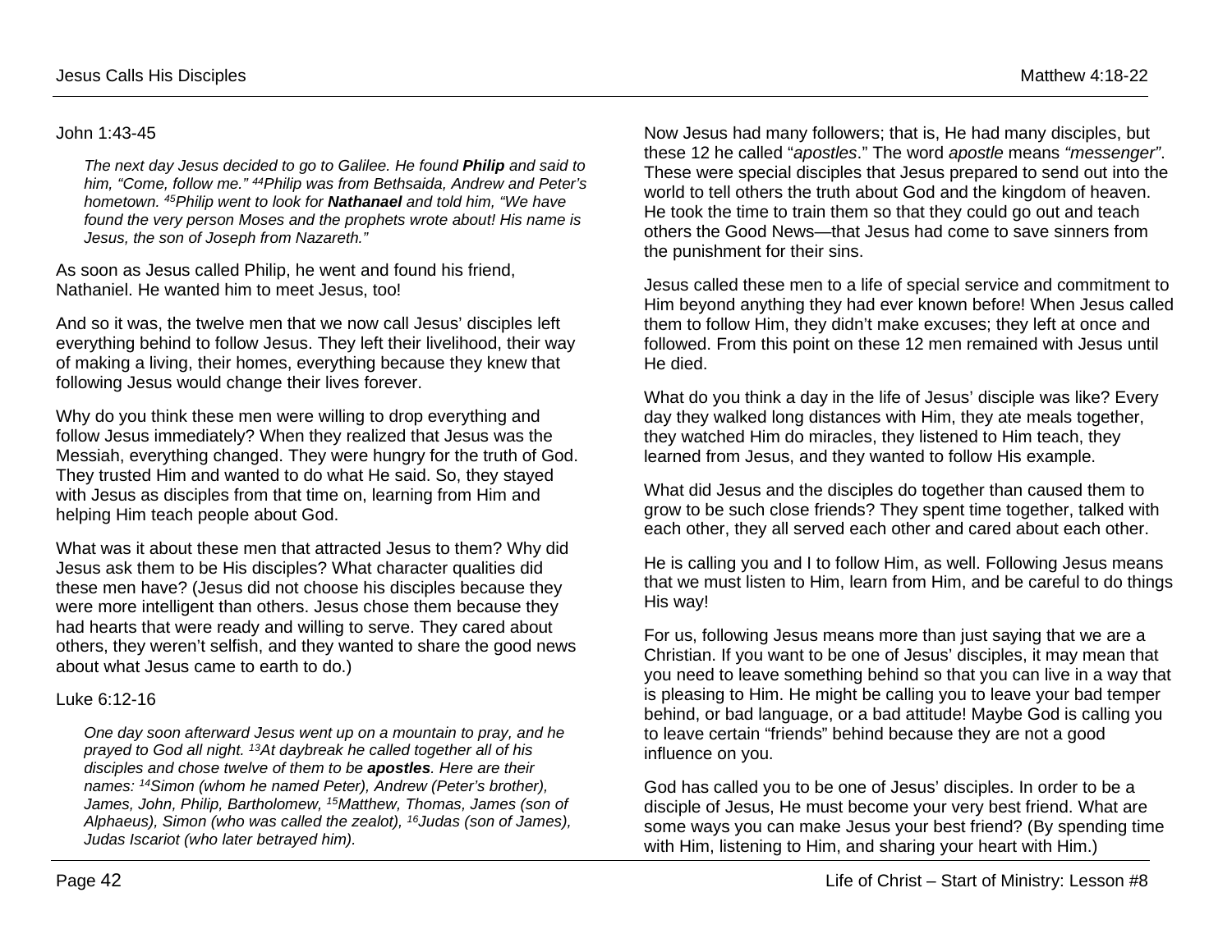John 1:43-45

> *The next day Jesus decided to go to Galilee. He found **Philip** and said to him, "Come, follow me." [44]Philip was from Bethsaida, Andrew and Peter's hometown. [45]Philip went to look for **Nathanael** and told him, "We have found the very person Moses and the prophets wrote about! His name is Jesus, the son of Joseph from Nazareth."*

As soon as Jesus called Philip, he went and found his friend, Nathaniel. He wanted him to meet Jesus, too!

And so it was, the twelve men that we now call Jesus' disciples left everything behind to follow Jesus. They left their livelihood, their way of making a living, their homes, everything because they knew that following Jesus would change their lives forever.

Why do you think these men were willing to drop everything and follow Jesus immediately? When they realized that Jesus was the Messiah, everything changed. They were hungry for the truth of God. They trusted Him and wanted to do what He said. So, they stayed with Jesus as disciples from that time on, learning from Him and helping Him teach people about God.

What was it about these men that attracted Jesus to them? Why did Jesus ask them to be His disciples? What character qualities did these men have? (Jesus did not choose his disciples because they were more intelligent than others. Jesus chose them because they had hearts that were ready and willing to serve. They cared about others, they weren't selfish, and they wanted to share the good news about what Jesus came to earth to do.)

Luke 6:12-16

> *One day soon afterward Jesus went up on a mountain to pray, and he prayed to God all night. [13]At daybreak he called together all of his disciples and chose twelve of them to be **apostles**. Here are their names: [14]Simon (whom he named Peter), Andrew (Peter's brother), James, John, Philip, Bartholomew, [15]Matthew, Thomas, James (son of Alphaeus), Simon (who was called the zealot), [16]Judas (son of James), Judas Iscariot (who later betrayed him).*

Now Jesus had many followers; that is, He had many disciples, but these 12 he called "*apostles*." The word *apostle* means *"messenger"*. These were special disciples that Jesus prepared to send out into the world to tell others the truth about God and the kingdom of heaven. He took the time to train them so that they could go out and teach others the Good News—that Jesus had come to save sinners from the punishment for their sins.

Jesus called these men to a life of special service and commitment to Him beyond anything they had ever known before! When Jesus called them to follow Him, they didn't make excuses; they left at once and followed. From this point on these 12 men remained with Jesus until He died.

What do you think a day in the life of Jesus' disciple was like? Every day they walked long distances with Him, they ate meals together, they watched Him do miracles, they listened to Him teach, they learned from Jesus, and they wanted to follow His example.

What did Jesus and the disciples do together than caused them to grow to be such close friends? They spent time together, talked with each other, they all served each other and cared about each other.

He is calling you and I to follow Him, as well. Following Jesus means that we must listen to Him, learn from Him, and be careful to do things His way!

For us, following Jesus means more than just saying that we are a Christian. If you want to be one of Jesus' disciples, it may mean that you need to leave something behind so that you can live in a way that is pleasing to Him. He might be calling you to leave your bad temper behind, or bad language, or a bad attitude! Maybe God is calling you to leave certain "friends" behind because they are not a good influence on you.

God has called you to be one of Jesus' disciples. In order to be a disciple of Jesus, He must become your very best friend. What are some ways you can make Jesus your best friend? (By spending time with Him, listening to Him, and sharing your heart with Him.)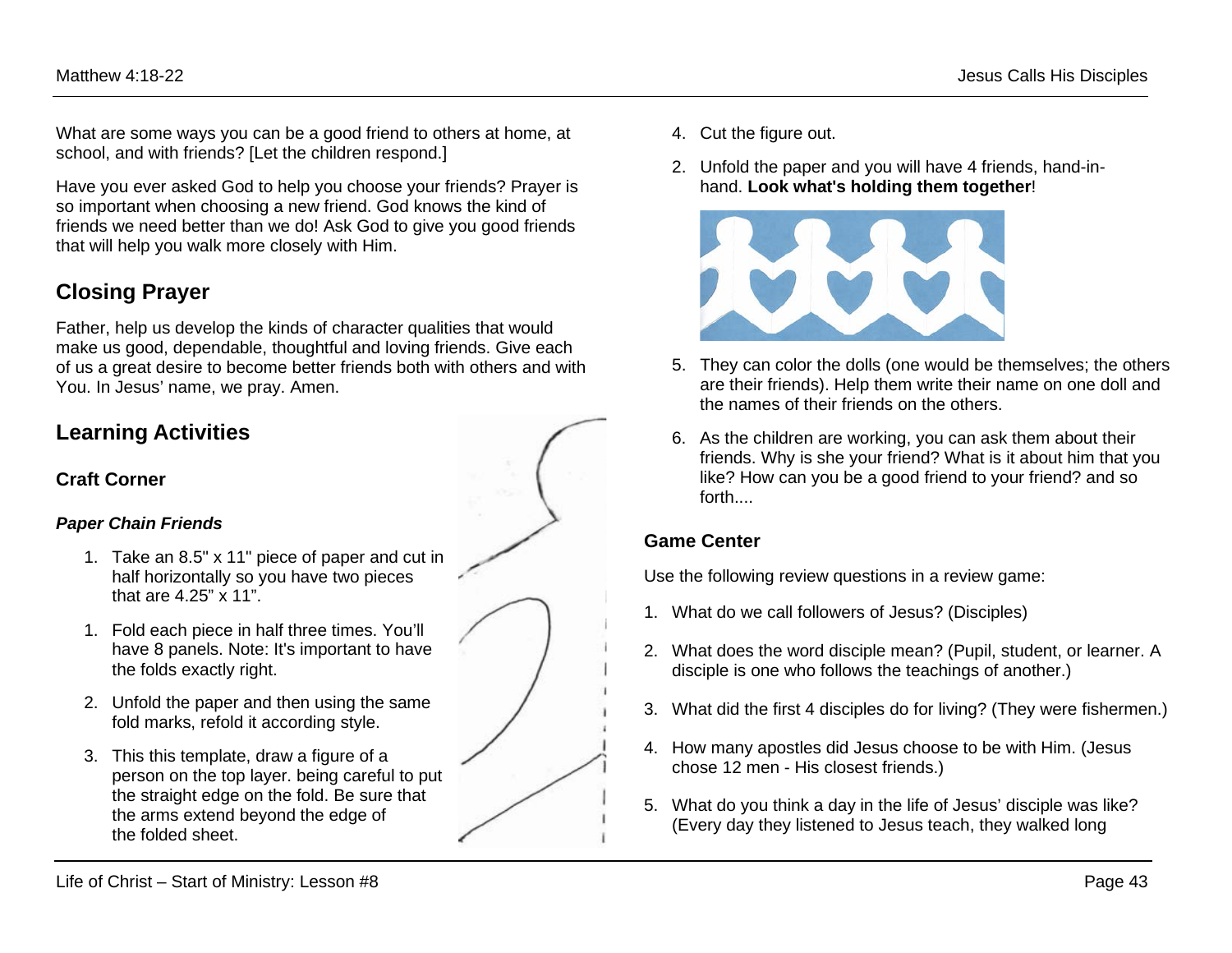What are some ways you can be a good friend to others at home, at school, and with friends? [Let the children respond.]

Have you ever asked God to help you choose your friends? Prayer is so important when choosing a new friend. God knows the kind of friends we need better than we do! Ask God to give you good friends that will help you walk more closely with Him.

## Closing Prayer

Father, help us develop the kinds of character qualities that would make us good, dependable, thoughtful and loving friends. Give each of us a great desire to become better friends both with others and with You. In Jesus' name, we pray. Amen.

## Learning Activities

### Craft Corner

#### *Paper Chain Friends*

1. Take an 8.5" x 11" piece of paper and cut in half horizontally so you have two pieces that are 4.25" x 11".
1. Fold each piece in half three times. You'll have 8 panels. Note: It's important to have the folds exactly right.
2. Unfold the paper and then using the same fold marks, refold it according style.
3. This this template, draw a figure of a person on the top layer. being careful to put the straight edge on the fold. Be sure that the arms extend beyond the edge of the folded sheet.
4. Cut the figure out.
2. Unfold the paper and you will have 4 friends, hand-in-hand. **Look what's holding them together**!
5. They can color the dolls (one would be themselves; the others are their friends). Help them write their name on one doll and the names of their friends on the others.
6. As the children are working, you can ask them about their friends. Why is she your friend? What is it about him that you like? How can you be a good friend to your friend? and so forth....

### Game Center

Use the following review questions in a review game:

1. What do we call followers of Jesus? (Disciples)
2. What does the word disciple mean? (Pupil, student, or learner. A disciple is one who follows the teachings of another.)
3. What did the first 4 disciples do for living? (They were fishermen.)
4. How many apostles did Jesus choose to be with Him. (Jesus chose 12 men - His closest friends.)
5. What do you think a day in the life of Jesus' disciple was like? (Every day they listened to Jesus teach, they walked long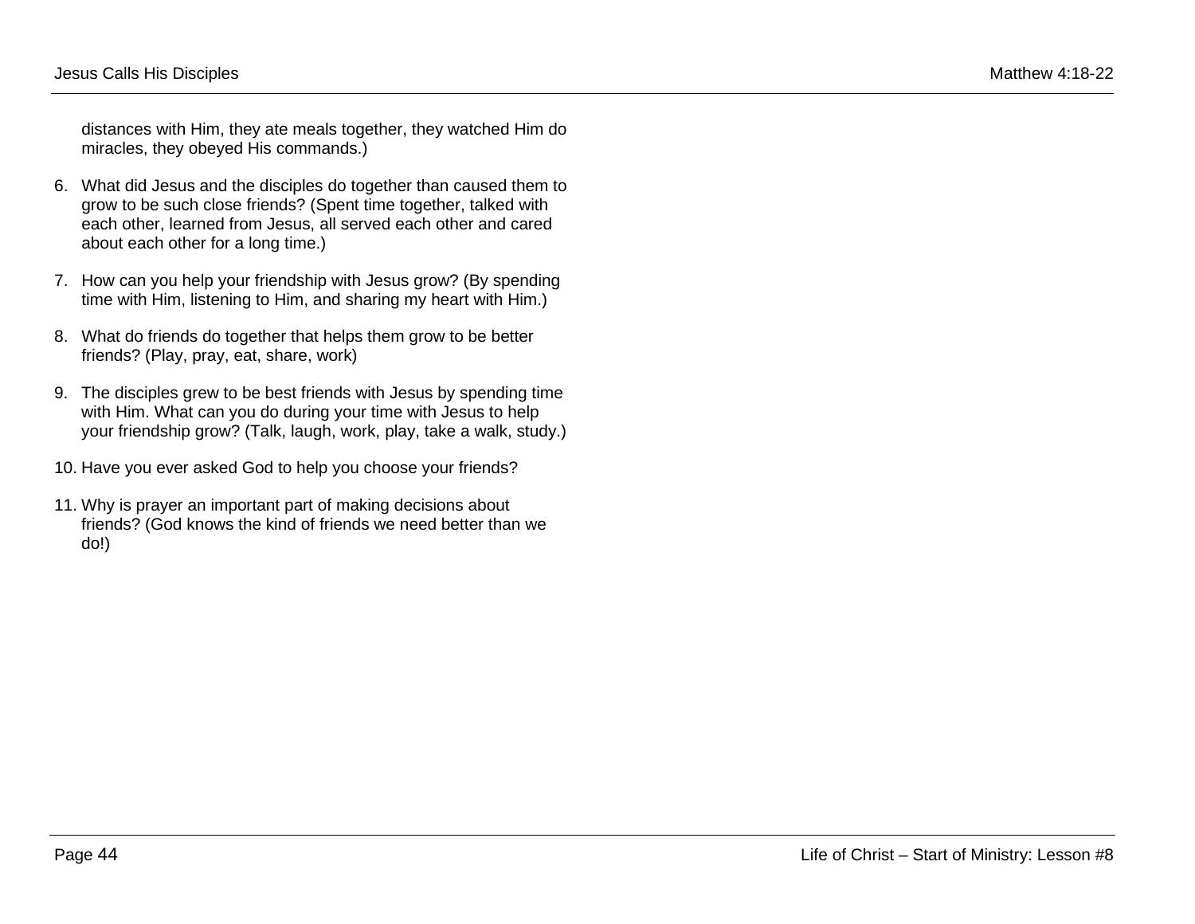distances with Him, they ate meals together, they watched Him do miracles, they obeyed His commands.)

6. What did Jesus and the disciples do together than caused them to grow to be such close friends? (Spent time together, talked with each other, learned from Jesus, all served each other and cared about each other for a long time.)

7. How can you help your friendship with Jesus grow? (By spending time with Him, listening to Him, and sharing my heart with Him.)

8. What do friends do together that helps them grow to be better friends? (Play, pray, eat, share, work)

9. The disciples grew to be best friends with Jesus by spending time with Him. What can you do during your time with Jesus to help your friendship grow? (Talk, laugh, work, play, take a walk, study.)

10. Have you ever asked God to help you choose your friends?

11. Why is prayer an important part of making decisions about friends? (God knows the kind of friends we need better than we do!)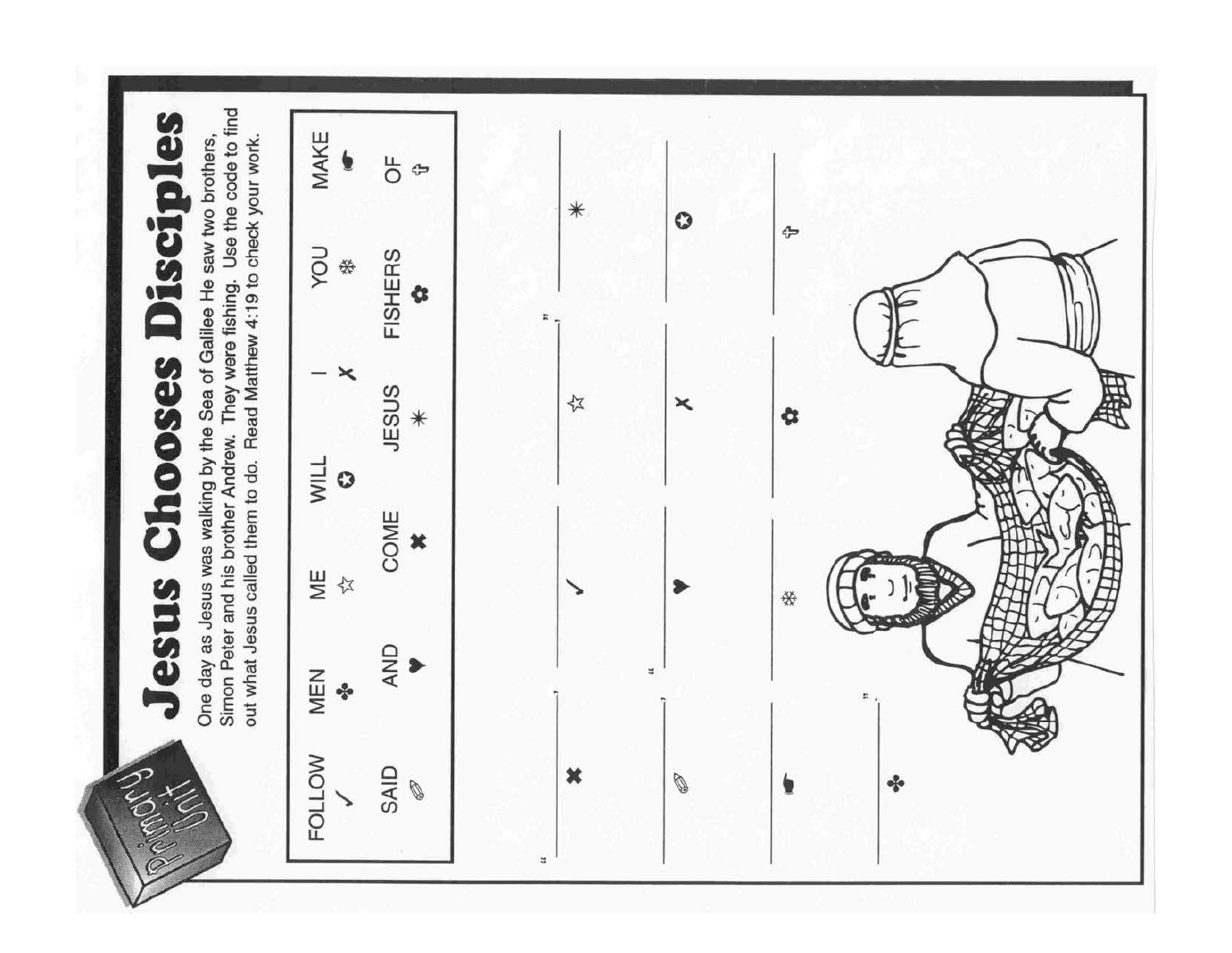Primary Unit

# Jesus Chooses Disciples

One day as Jesus was walking by the Sea of Galilee He saw two brothers, Simon Peter and his brother Andrew. They were fishing. Use the code to find out what Jesus called them to do. Read Matthew 4:19 to check your work.

| | | | | | |
|---|---|---|---|---|---|
| FOLLOW ✓ | MEN ♣ | ME ☆ | WILL ✪ | I ✗ | YOU ❄ |
| MAKE ☛ | SAID ✎ | AND ♥ | COME ✖ | JESUS ✳ | FISHERS ✿ |
| OF ✝ | | | | | |

"______ ✖ , ______ ✓ ______ ☆ ," ______ ✳

✎ ______ . " ______ ♥ ______ ✗ ______ ✪

☛ ______ ❄ ______ ✿ ______ ✝

______ ♣ ."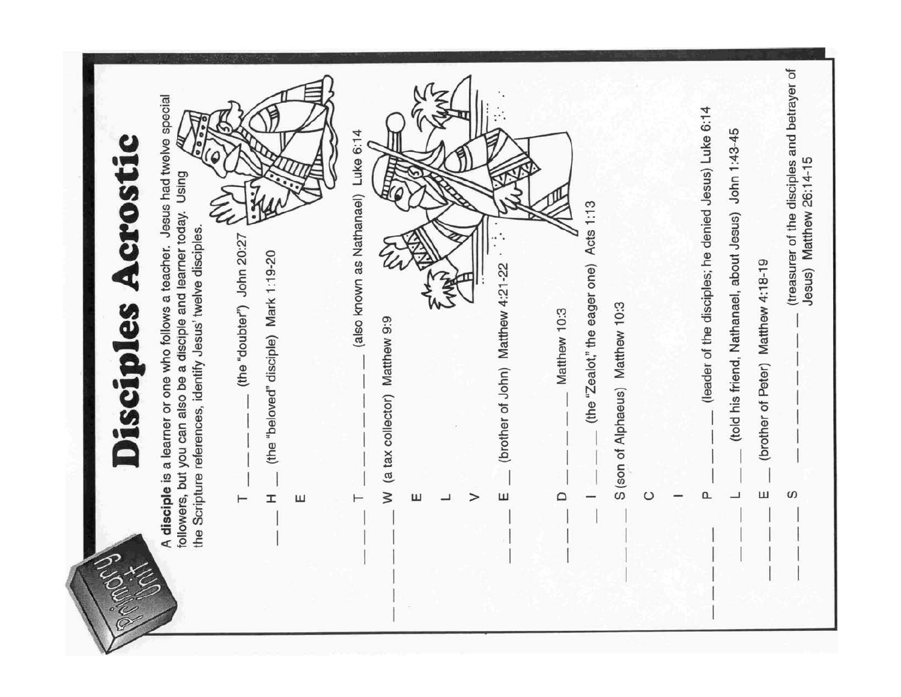# Disciples Acrostic

A **disciple** is a learner or one who follows a teacher. Jesus had twelve special followers, but you can also be a disciple and learner today. Using the Scripture references, identify Jesus' twelve disciples.

T _ _ _ _ _ (the "doubter") John 20:27

_ _ _ H _ (the "beloved" disciple) Mark 1:19-20

E

_ _ _ _ _ T _ _ _ _ _ _ _ (also known as Nathanael) Luke 6:14

_ _ _ _ _ _ _ W (a tax collector) Matthew 9:9

E

L

V

_ _ _ _ E _ (brother of John) Matthew 4:21-22

_ _ _ D _ _ _ _ _ _ Matthew 10:3

_ _ _ I _ _ (the "Zealot," the eager one) Acts 1:13

_ _ _ _ S (son of Alphaeus) Matthew 10:3

C

I

_ _ _ _ _ _ P _ _ _ _ (leader of the disciples; he denied Jesus) Luke 6:14

_ _ _ L _ _ _ (told his friend, Nathanael, about Jesus) John 1:43-45

_ _ _ _ E _ (brother of Peter) Matthew 4:18-19

_ _ _ _ _ S _ _ _ _ _ _ _ _ (treasurer of the disciples and betrayer of Jesus) Matthew 26:14-15